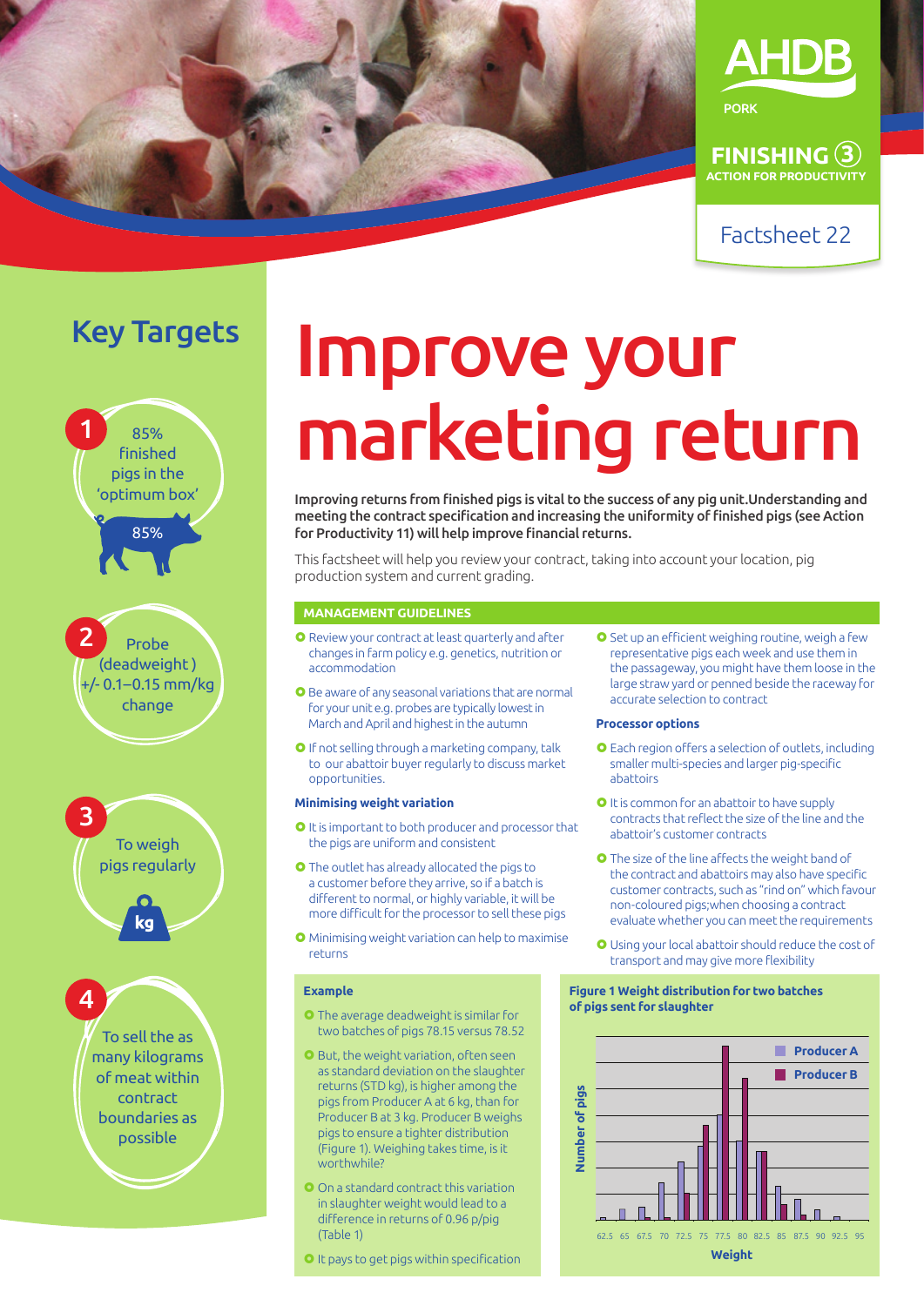AHDB

PORK

FINISHING 3
ACTION FOR PRODUCTIVITY

Factsheet 22

## Key Targets

1. 85% finished pigs in the 'optimum box' — 85%
2. Probe (deadweight) +/- 0.1–0.15 mm/kg change
3. To weigh pigs regularly
4. To sell the as many kilograms of meat within contract boundaries as possible

# Improve your marketing return

**Improving returns from finished pigs is vital to the success of any pig unit.Understanding and meeting the contract specification and increasing the uniformity of finished pigs (see Action for Productivity 11) will help improve financial returns.**

This factsheet will help you review your contract, taking into account your location, pig production system and current grading.

### MANAGEMENT GUIDELINES

- Review your contract at least quarterly and after changes in farm policy e.g. genetics, nutrition or accommodation
- Be aware of any seasonal variations that are normal for your unit e.g. probes are typically lowest in March and April and highest in the autumn
- If not selling through a marketing company, talk to our abattoir buyer regularly to discuss market opportunities.

**Minimising weight variation**

- It is important to both producer and processor that the pigs are uniform and consistent
- The outlet has already allocated the pigs to a customer before they arrive, so if a batch is different to normal, or highly variable, it will be more difficult for the processor to sell these pigs
- Minimising weight variation can help to maximise returns
- Set up an efficient weighing routine, weigh a few representative pigs each week and use them in the passageway, you might have them loose in the large straw yard or penned beside the raceway for accurate selection to contract

**Processor options**

- Each region offers a selection of outlets, including smaller multi-species and larger pig-specific abattoirs
- It is common for an abattoir to have supply contracts that reflect the size of the line and the abattoir's customer contracts
- The size of the line affects the weight band of the contract and abattoirs may also have specific customer contracts, such as "rind on" which favour non-coloured pigs;when choosing a contract evaluate whether you can meet the requirements
- Using your local abattoir should reduce the cost of transport and may give more flexibility

**Example**

- The average deadweight is similar for two batches of pigs 78.15 versus 78.52
- But, the weight variation, often seen as standard deviation on the slaughter returns (STD kg), is higher among the pigs from Producer A at 6 kg, than for Producer B at 3 kg. Producer B weighs pigs to ensure a tighter distribution (Figure 1). Weighing takes time, is it worthwhile?
- On a standard contract this variation in slaughter weight would lead to a difference in returns of 0.96 p/pig (Table 1)
- It pays to get pigs within specification

**Figure 1 Weight distribution for two batches of pigs sent for slaughter**

(Bar chart: Number of pigs vs Weight, 62.5 to 95; series Producer A and Producer B)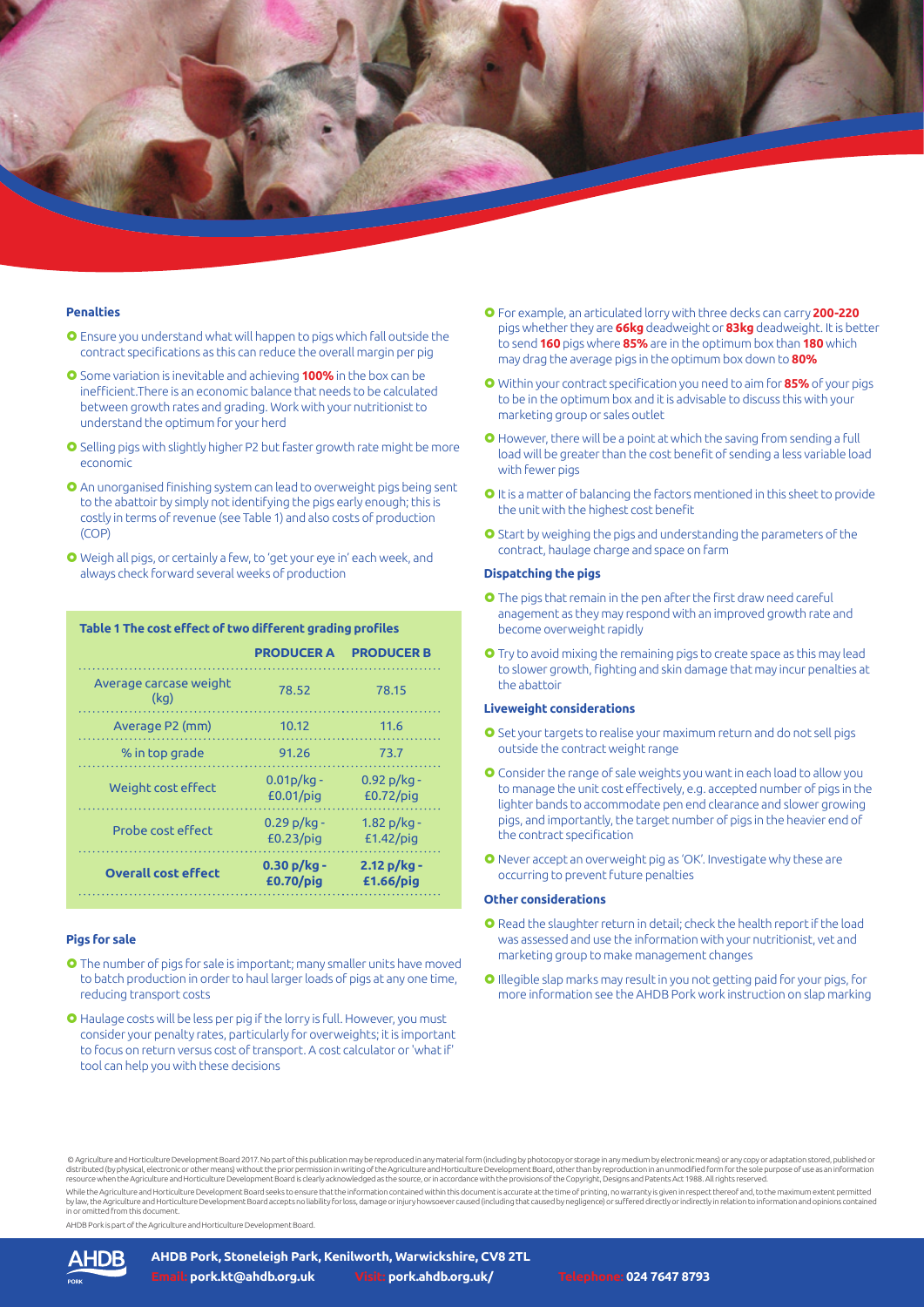## Penalties

- Ensure you understand what will happen to pigs which fall outside the contract specifications as this can reduce the overall margin per pig
- Some variation is inevitable and achieving **100%** in the box can be inefficient.There is an economic balance that needs to be calculated between growth rates and grading. Work with your nutritionist to understand the optimum for your herd
- Selling pigs with slightly higher P2 but faster growth rate might be more economic
- An unorganised finishing system can lead to overweight pigs being sent to the abattoir by simply not identifying the pigs early enough; this is costly in terms of revenue (see Table 1) and also costs of production (COP)
- Weigh all pigs, or certainly a few, to 'get your eye in' each week, and always check forward several weeks of production

**Table 1 The cost effect of two different grading profiles**

| | PRODUCER A | PRODUCER B |
|---|---|---|
| Average carcase weight (kg) | 78.52 | 78.15 |
| Average P2 (mm) | 10.12 | 11.6 |
| % in top grade | 91.26 | 73.7 |
| Weight cost effect | 0.01p/kg - £0.01/pig | 0.92 p/kg - £0.72/pig |
| Probe cost effect | 0.29 p/kg - £0.23/pig | 1.82 p/kg - £1.42/pig |
| **Overall cost effect** | **0.30 p/kg - £0.70/pig** | **2.12 p/kg - £1.66/pig** |

## Pigs for sale

- The number of pigs for sale is important; many smaller units have moved to batch production in order to haul larger loads of pigs at any one time, reducing transport costs
- Haulage costs will be less per pig if the lorry is full. However, you must consider your penalty rates, particularly for overweights; it is important to focus on return versus cost of transport. A cost calculator or 'what if' tool can help you with these decisions
- For example, an articulated lorry with three decks can carry **200-220** pigs whether they are **66kg** deadweight or **83kg** deadweight. It is better to send **160** pigs where **85%** are in the optimum box than **180** which may drag the average pigs in the optimum box down to **80%**
- Within your contract specification you need to aim for **85%** of your pigs to be in the optimum box and it is advisable to discuss this with your marketing group or sales outlet
- However, there will be a point at which the saving from sending a full load will be greater than the cost benefit of sending a less variable load with fewer pigs
- It is a matter of balancing the factors mentioned in this sheet to provide the unit with the highest cost benefit
- Start by weighing the pigs and understanding the parameters of the contract, haulage charge and space on farm

## Dispatching the pigs

- The pigs that remain in the pen after the first draw need careful anagement as they may respond with an improved growth rate and become overweight rapidly
- Try to avoid mixing the remaining pigs to create space as this may lead to slower growth, fighting and skin damage that may incur penalties at the abattoir

## Liveweight considerations

- Set your targets to realise your maximum return and do not sell pigs outside the contract weight range
- Consider the range of sale weights you want in each load to allow you to manage the unit cost effectively, e.g. accepted number of pigs in the lighter bands to accommodate pen end clearance and slower growing pigs, and importantly, the target number of pigs in the heavier end of the contract specification
- Never accept an overweight pig as 'OK'. Investigate why these are occurring to prevent future penalties

## Other considerations

- Read the slaughter return in detail; check the health report if the load was assessed and use the information with your nutritionist, vet and marketing group to make management changes
- Illegible slap marks may result in you not getting paid for your pigs, for more information see the AHDB Pork work instruction on slap marking

© Agriculture and Horticulture Development Board 2017. No part of this publication may be reproduced in any material form (including by photocopy or storage in any medium by electronic means) or any copy or adaptation stored, published or distributed (by physical, electronic or other means) without the prior permission in writing of the Agriculture and Horticulture Development Board, other than by reproduction in an unmodified form for the sole purpose of use as an information resource when the Agriculture and Horticulture Development Board is clearly acknowledged as the source, or in accordance with the provisions of the Copyright, Designs and Patents Act 1988. All rights reserved.

While the Agriculture and Horticulture Development Board seeks to ensure that the information contained within this document is accurate at the time of printing, no warranty is given in respect thereof and, to the maximum extent permitted by law, the Agriculture and Horticulture Development Board accepts no liability for loss, damage or injury howsoever caused (including that caused by negligence) or suffered directly or indirectly in relation to information and opinions contained in or omitted from this document.

AHDB Pork is part of the Agriculture and Horticulture Development Board.

**AHDB Pork, Stoneleigh Park, Kenilworth, Warwickshire, CV8 2TL**

Email: **pork.kt@ahdb.org.uk** Visit: **pork.ahdb.org.uk/** Telephone: **024 7647 8793**